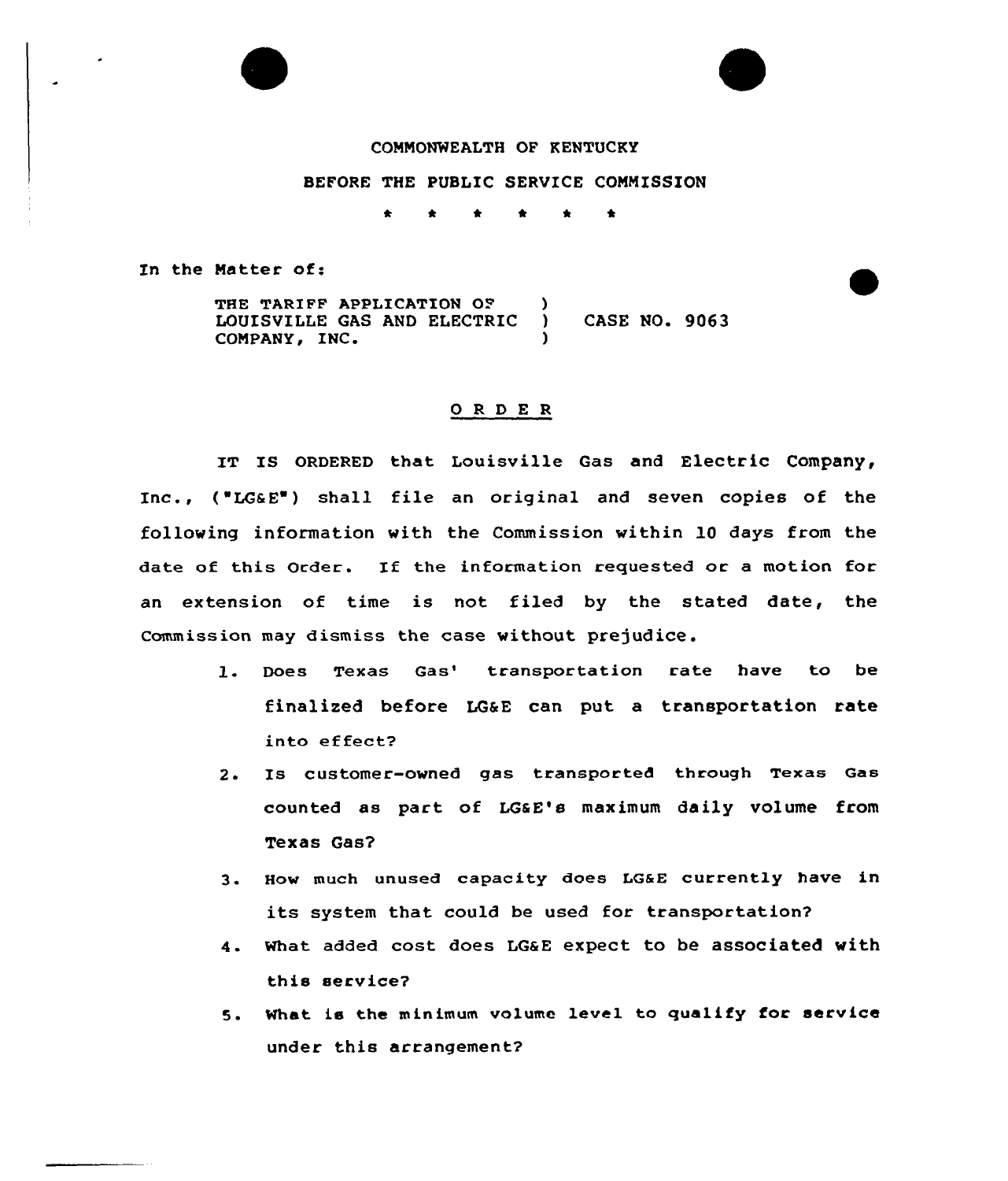COMMONWEALTH OF KENTUCKY

BEFORE THE PUBLIC SERVICE COMMISSION

\* \* \* \* \* \*

In the Matter of:

THE TARIFF APPLICATION OF LOUISVILLE GAS AND ELECTRIC COMPANY, INC. ) CASE NO. 9063

## ORDER

IT IS ORDERED that Louisville Gas and Electric Company, Inc., ("LG&E") shall file an original and seven copies of the following information with the Commission within 10 days from the date of this Order. If the information requested or a motion for an extension of time is not filed by the stated date, the Commission may dismiss the case without prejudice.

1. Does Texas Gas' transportation rate have to be finalized before LG&E can put a transportation rate into effect?
2. Is customer-owned gas transported through Texas Gas counted as part of LG&E's maximum daily volume from Texas Gas?
3. How much unused capacity does LG&E currently have in its system that could be used for transportation?
4. What added cost does LG&E expect to be associated with this service?
5. What is the minimum volume level to qualify for service under this arrangement?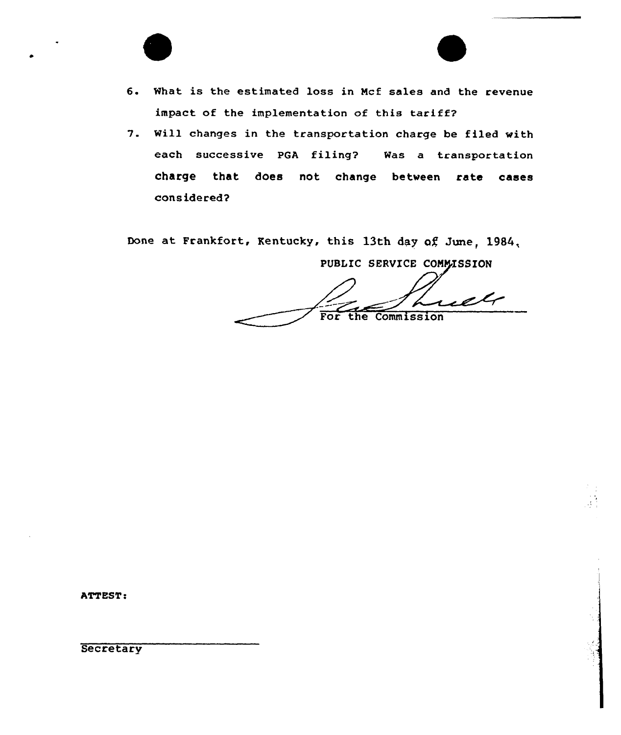6. What is the estimated loss in Mcf sales and the revenue impact of the implementation of this tariff?

7. Will changes in the transportation charge be filed with each successive PGA filing? Was a transportation charge that does not change between rate cases considered?

Done at Frankfort, Kentucky, this 13th day of June, 1984.

PUBLIC SERVICE COMMISSION

For the Commission

ATTEST:

Secretary